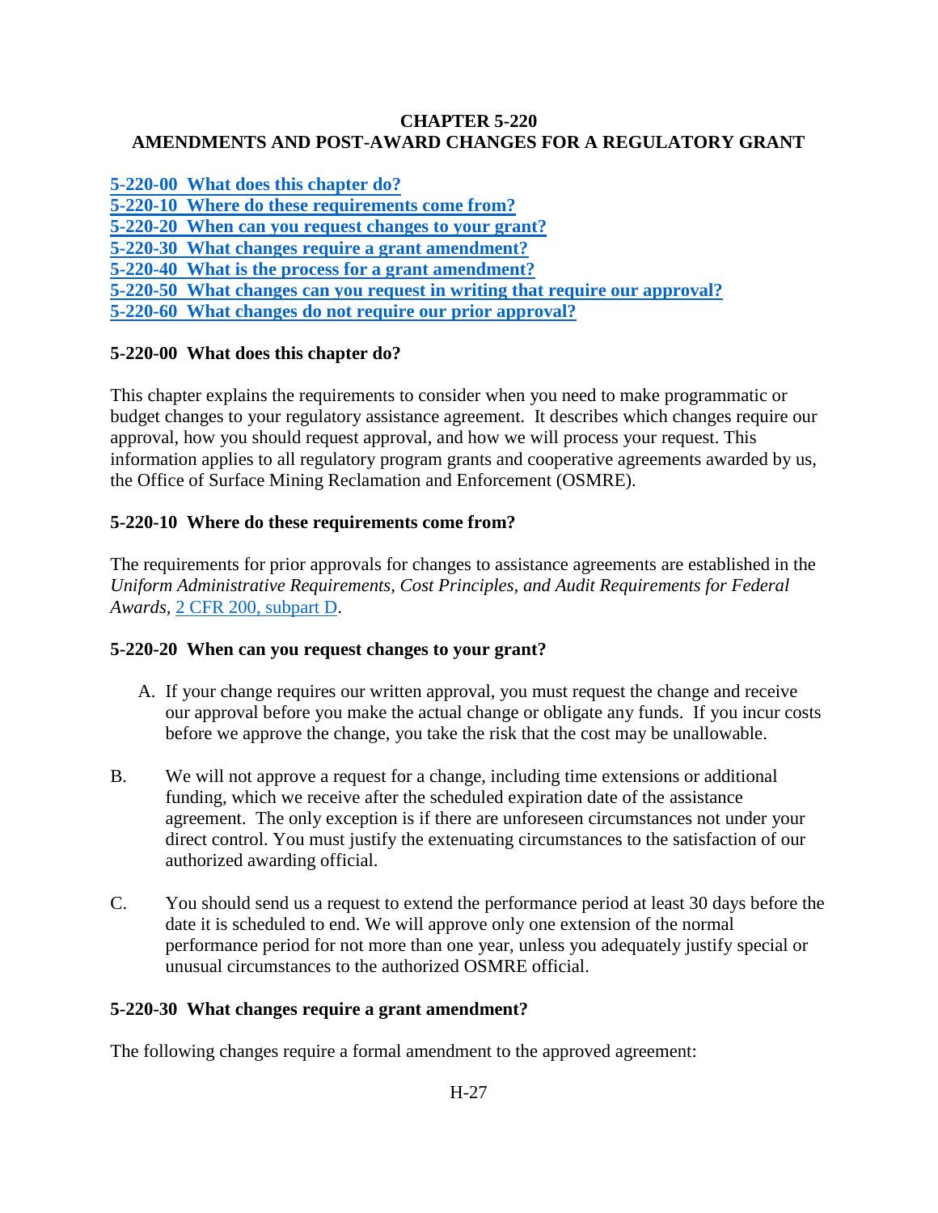# CHAPTER 5-220
# AMENDMENTS AND POST-AWARD CHANGES FOR A REGULATORY GRANT

[5-220-00 What does this chapter do?](#)
[5-220-10 Where do these requirements come from?](#)
[5-220-20 When can you request changes to your grant?](#)
[5-220-30 What changes require a grant amendment?](#)
[5-220-40 What is the process for a grant amendment?](#)
[5-220-50 What changes can you request in writing that require our approval?](#)
[5-220-60 What changes do not require our prior approval?](#)

## 5-220-00 What does this chapter do?

This chapter explains the requirements to consider when you need to make programmatic or budget changes to your regulatory assistance agreement. It describes which changes require our approval, how you should request approval, and how we will process your request. This information applies to all regulatory program grants and cooperative agreements awarded by us, the Office of Surface Mining Reclamation and Enforcement (OSMRE).

## 5-220-10 Where do these requirements come from?

The requirements for prior approvals for changes to assistance agreements are established in the *Uniform Administrative Requirements, Cost Principles, and Audit Requirements for Federal Awards*, [2 CFR 200, subpart D](#).

## 5-220-20 When can you request changes to your grant?

A. If your change requires our written approval, you must request the change and receive our approval before you make the actual change or obligate any funds. If you incur costs before we approve the change, you take the risk that the cost may be unallowable.

B. We will not approve a request for a change, including time extensions or additional funding, which we receive after the scheduled expiration date of the assistance agreement. The only exception is if there are unforeseen circumstances not under your direct control. You must justify the extenuating circumstances to the satisfaction of our authorized awarding official.

C. You should send us a request to extend the performance period at least 30 days before the date it is scheduled to end. We will approve only one extension of the normal performance period for not more than one year, unless you adequately justify special or unusual circumstances to the authorized OSMRE official.

## 5-220-30 What changes require a grant amendment?

The following changes require a formal amendment to the approved agreement: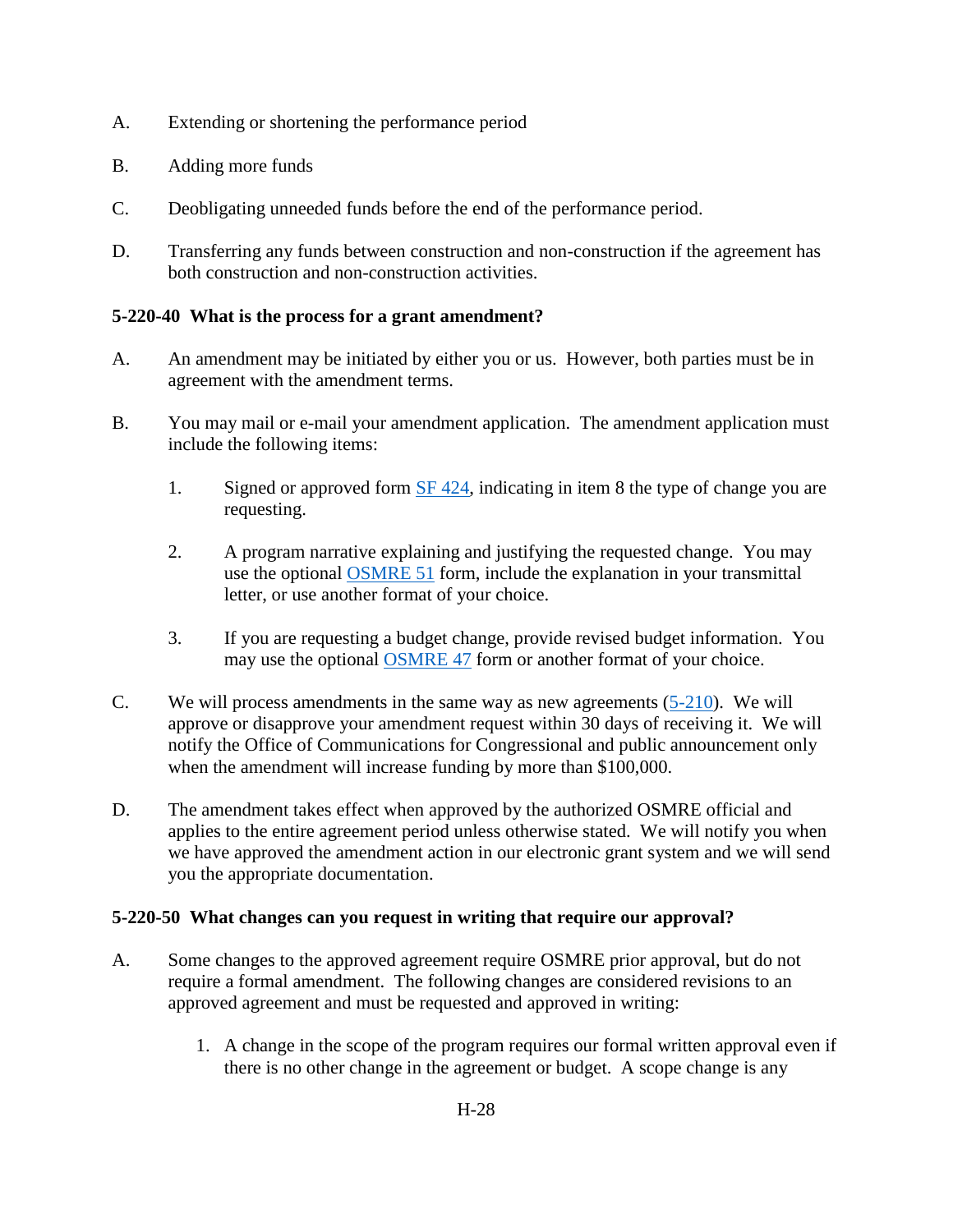A. Extending or shortening the performance period

B. Adding more funds

C. Deobligating unneeded funds before the end of the performance period.

D. Transferring any funds between construction and non-construction if the agreement has both construction and non-construction activities.

**5-220-40 What is the process for a grant amendment?**

A. An amendment may be initiated by either you or us. However, both parties must be in agreement with the amendment terms.

B. You may mail or e-mail your amendment application. The amendment application must include the following items:

   1. Signed or approved form SF 424, indicating in item 8 the type of change you are requesting.

   2. A program narrative explaining and justifying the requested change. You may use the optional OSMRE 51 form, include the explanation in your transmittal letter, or use another format of your choice.

   3. If you are requesting a budget change, provide revised budget information. You may use the optional OSMRE 47 form or another format of your choice.

C. We will process amendments in the same way as new agreements (5-210). We will approve or disapprove your amendment request within 30 days of receiving it. We will notify the Office of Communications for Congressional and public announcement only when the amendment will increase funding by more than $100,000.

D. The amendment takes effect when approved by the authorized OSMRE official and applies to the entire agreement period unless otherwise stated. We will notify you when we have approved the amendment action in our electronic grant system and we will send you the appropriate documentation.

**5-220-50 What changes can you request in writing that require our approval?**

A. Some changes to the approved agreement require OSMRE prior approval, but do not require a formal amendment. The following changes are considered revisions to an approved agreement and must be requested and approved in writing:

   1. A change in the scope of the program requires our formal written approval even if there is no other change in the agreement or budget. A scope change is any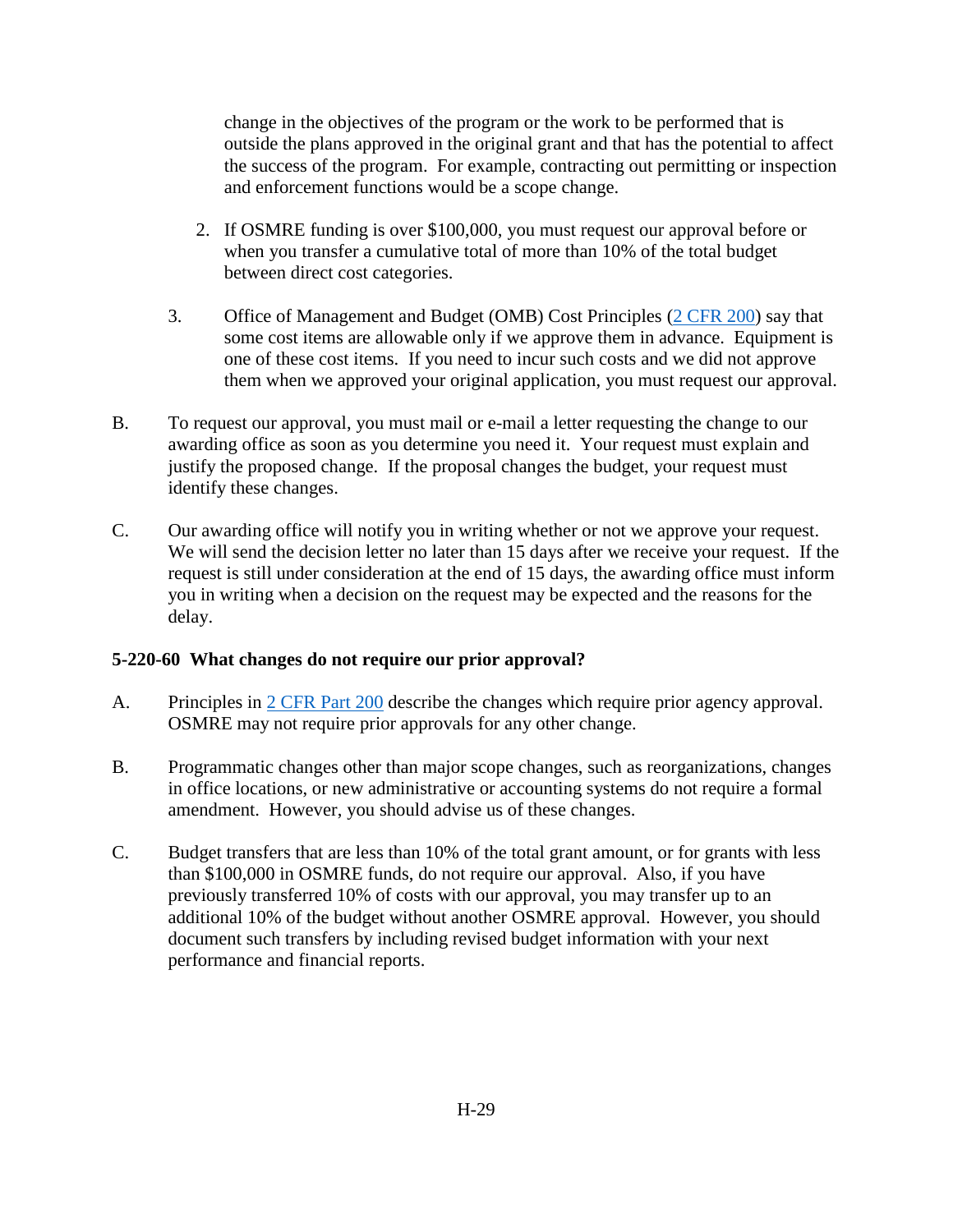change in the objectives of the program or the work to be performed that is outside the plans approved in the original grant and that has the potential to affect the success of the program. For example, contracting out permitting or inspection and enforcement functions would be a scope change.

2. If OSMRE funding is over $100,000, you must request our approval before or when you transfer a cumulative total of more than 10% of the total budget between direct cost categories.

3. Office of Management and Budget (OMB) Cost Principles (2 CFR 200) say that some cost items are allowable only if we approve them in advance. Equipment is one of these cost items. If you need to incur such costs and we did not approve them when we approved your original application, you must request our approval.

B. To request our approval, you must mail or e-mail a letter requesting the change to our awarding office as soon as you determine you need it. Your request must explain and justify the proposed change. If the proposal changes the budget, your request must identify these changes.

C. Our awarding office will notify you in writing whether or not we approve your request. We will send the decision letter no later than 15 days after we receive your request. If the request is still under consideration at the end of 15 days, the awarding office must inform you in writing when a decision on the request may be expected and the reasons for the delay.

### 5-220-60 What changes do not require our prior approval?

A. Principles in 2 CFR Part 200 describe the changes which require prior agency approval. OSMRE may not require prior approvals for any other change.

B. Programmatic changes other than major scope changes, such as reorganizations, changes in office locations, or new administrative or accounting systems do not require a formal amendment. However, you should advise us of these changes.

C. Budget transfers that are less than 10% of the total grant amount, or for grants with less than $100,000 in OSMRE funds, do not require our approval. Also, if you have previously transferred 10% of costs with our approval, you may transfer up to an additional 10% of the budget without another OSMRE approval. However, you should document such transfers by including revised budget information with your next performance and financial reports.